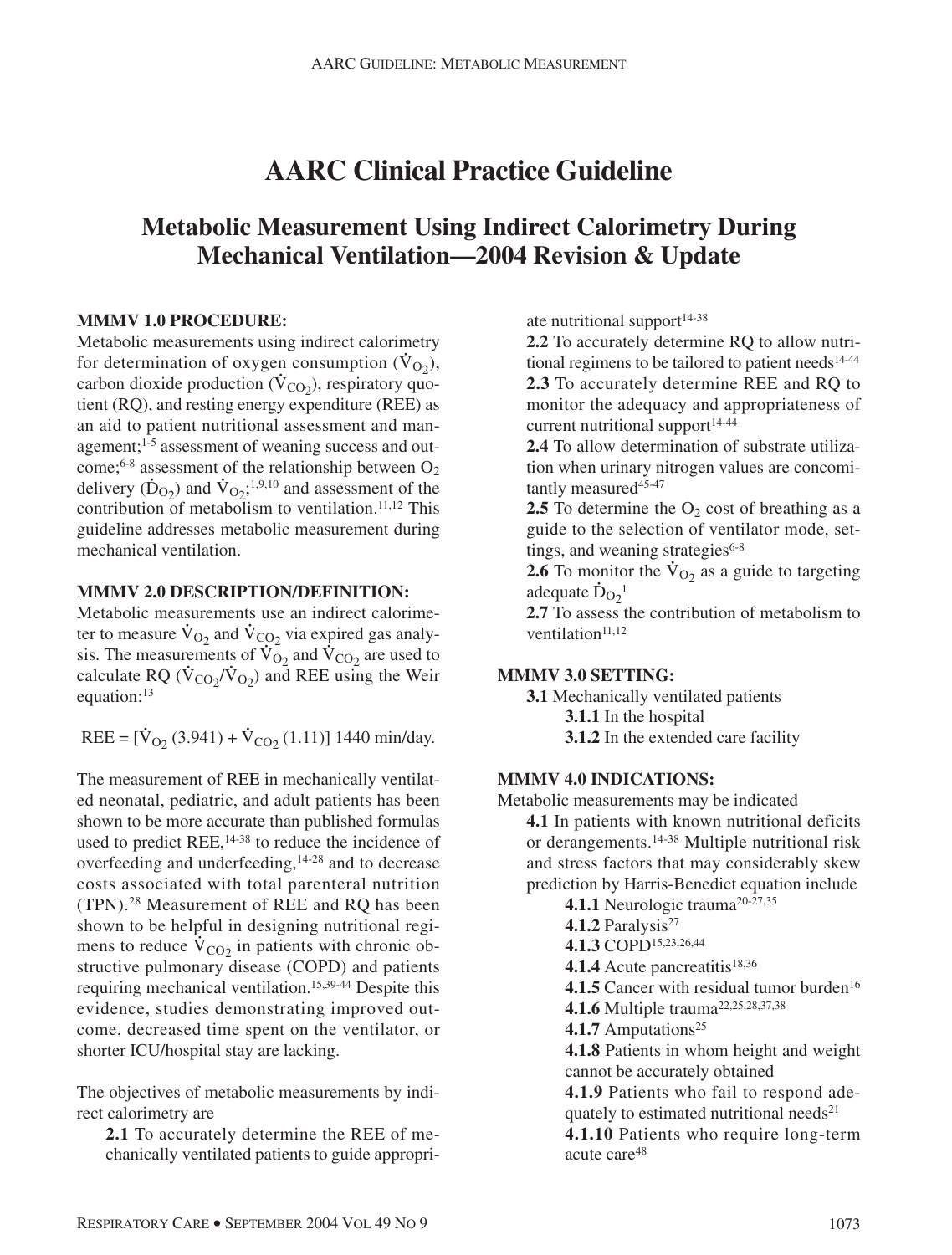# AARC Clinical Practice Guideline

## Metabolic Measurement Using Indirect Calorimetry During Mechanical Ventilation—2004 Revision & Update

**MMMV 1.0 PROCEDURE:**

Metabolic measurements using indirect calorimetry for determination of oxygen consumption ($\dot{V}_{O_2}$), carbon dioxide production ($\dot{V}_{CO_2}$), respiratory quotient (RQ), and resting energy expenditure (REE) as an aid to patient nutritional assessment and management;[1-5] assessment of weaning success and outcome;[6-8] assessment of the relationship between $O_2$ delivery ($\dot{D}_{O_2}$) and $\dot{V}_{O_2}$;[1,9,10] and assessment of the contribution of metabolism to ventilation.[11,12] This guideline addresses metabolic measurement during mechanical ventilation.

**MMMV 2.0 DESCRIPTION/DEFINITION:**

Metabolic measurements use an indirect calorimeter to measure $\dot{V}_{O_2}$ and $\dot{V}_{CO_2}$ via expired gas analysis. The measurements of $\dot{V}_{O_2}$ and $\dot{V}_{CO_2}$ are used to calculate RQ ($\dot{V}_{CO_2}/\dot{V}_{O_2}$) and REE using the Weir equation:[13]

$$REE = [\dot{V}_{O_2}\,(3.941) + \dot{V}_{CO_2}\,(1.11)]\ 1440\ \text{min/day}.$$

The measurement of REE in mechanically ventilated neonatal, pediatric, and adult patients has been shown to be more accurate than published formulas used to predict REE,[14-38] to reduce the incidence of overfeeding and underfeeding,[14-28] and to decrease costs associated with total parenteral nutrition (TPN).[28] Measurement of REE and RQ has been shown to be helpful in designing nutritional regimens to reduce $\dot{V}_{CO_2}$ in patients with chronic obstructive pulmonary disease (COPD) and patients requiring mechanical ventilation.[15,39-44] Despite this evidence, studies demonstrating improved outcome, decreased time spent on the ventilator, or shorter ICU/hospital stay are lacking.

The objectives of metabolic measurements by indirect calorimetry are

**2.1** To accurately determine the REE of mechanically ventilated patients to guide appropriate nutritional support[14-38]

**2.2** To accurately determine RQ to allow nutritional regimens to be tailored to patient needs[14-44]

**2.3** To accurately determine REE and RQ to monitor the adequacy and appropriateness of current nutritional support[14-44]

**2.4** To allow determination of substrate utilization when urinary nitrogen values are concomitantly measured[45-47]

**2.5** To determine the $O_2$ cost of breathing as a guide to the selection of ventilator mode, settings, and weaning strategies[6-8]

**2.6** To monitor the $\dot{V}_{O_2}$ as a guide to targeting adequate $\dot{D}_{O_2}$[1]

**2.7** To assess the contribution of metabolism to ventilation[11,12]

**MMMV 3.0 SETTING:**

**3.1** Mechanically ventilated patients

- **3.1.1** In the hospital
- **3.1.2** In the extended care facility

**MMMV 4.0 INDICATIONS:**

Metabolic measurements may be indicated

**4.1** In patients with known nutritional deficits or derangements.[14-38] Multiple nutritional risk and stress factors that may considerably skew prediction by Harris-Benedict equation include

- **4.1.1** Neurologic trauma[20-27,35]
- **4.1.2** Paralysis[27]
- **4.1.3** COPD[15,23,26,44]
- **4.1.4** Acute pancreatitis[18,36]
- **4.1.5** Cancer with residual tumor burden[16]
- **4.1.6** Multiple trauma[22,25,28,37,38]
- **4.1.7** Amputations[25]
- **4.1.8** Patients in whom height and weight cannot be accurately obtained
- **4.1.9** Patients who fail to respond adequately to estimated nutritional needs[21]
- **4.1.10** Patients who require long-term acute care[48]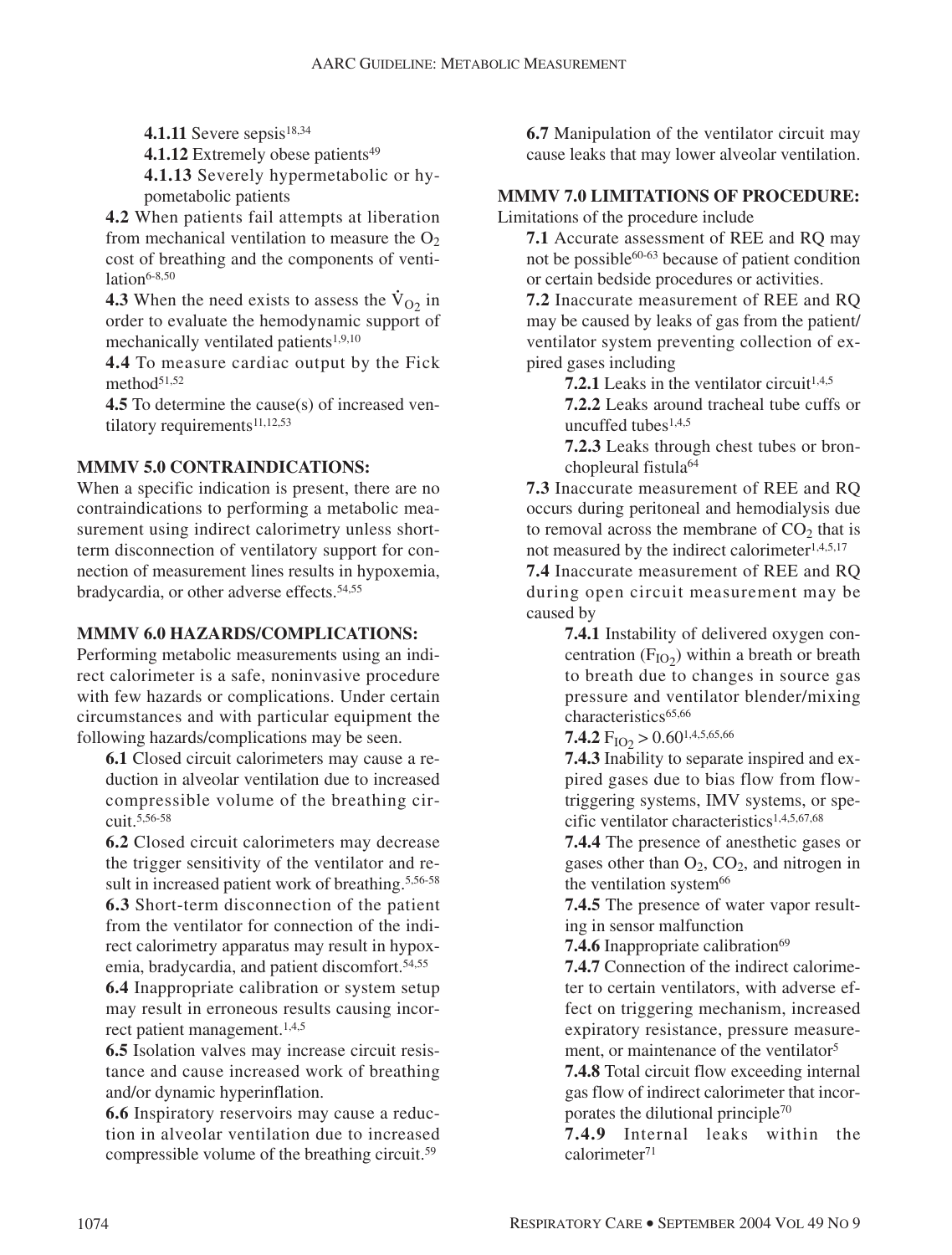**4.1.11** Severe sepsis[18,34]

**4.1.12** Extremely obese patients[49]

**4.1.13** Severely hypermetabolic or hypometabolic patients

**4.2** When patients fail attempts at liberation from mechanical ventilation to measure the $O_2$ cost of breathing and the components of ventilation[6-8,50]

**4.3** When the need exists to assess the $\dot{V}_{O_2}$ in order to evaluate the hemodynamic support of mechanically ventilated patients[1,9,10]

**4.4** To measure cardiac output by the Fick method[51,52]

**4.5** To determine the cause(s) of increased ventilatory requirements[11,12,53]

**MMMV 5.0 CONTRAINDICATIONS:**

When a specific indication is present, there are no contraindications to performing a metabolic measurement using indirect calorimetry unless short-term disconnection of ventilatory support for connection of measurement lines results in hypoxemia, bradycardia, or other adverse effects.[54,55]

**MMMV 6.0 HAZARDS/COMPLICATIONS:**

Performing metabolic measurements using an indirect calorimeter is a safe, noninvasive procedure with few hazards or complications. Under certain circumstances and with particular equipment the following hazards/complications may be seen.

**6.1** Closed circuit calorimeters may cause a reduction in alveolar ventilation due to increased compressible volume of the breathing circuit.[5,56-58]

**6.2** Closed circuit calorimeters may decrease the trigger sensitivity of the ventilator and result in increased patient work of breathing.[5,56-58]

**6.3** Short-term disconnection of the patient from the ventilator for connection of the indirect calorimetry apparatus may result in hypoxemia, bradycardia, and patient discomfort.[54,55]

**6.4** Inappropriate calibration or system setup may result in erroneous results causing incorrect patient management.[1,4,5]

**6.5** Isolation valves may increase circuit resistance and cause increased work of breathing and/or dynamic hyperinflation.

**6.6** Inspiratory reservoirs may cause a reduction in alveolar ventilation due to increased compressible volume of the breathing circuit.[59]

**6.7** Manipulation of the ventilator circuit may cause leaks that may lower alveolar ventilation.

**MMMV 7.0 LIMITATIONS OF PROCEDURE:**

Limitations of the procedure include

**7.1** Accurate assessment of REE and RQ may not be possible[60-63] because of patient condition or certain bedside procedures or activities.

**7.2** Inaccurate measurement of REE and RQ may be caused by leaks of gas from the patient/ventilator system preventing collection of expired gases including

**7.2.1** Leaks in the ventilator circuit[1,4,5]

**7.2.2** Leaks around tracheal tube cuffs or uncuffed tubes[1,4,5]

**7.2.3** Leaks through chest tubes or bronchopleural fistula[64]

**7.3** Inaccurate measurement of REE and RQ occurs during peritoneal and hemodialysis due to removal across the membrane of $CO_2$ that is not measured by the indirect calorimeter[1,4,5,17]

**7.4** Inaccurate measurement of REE and RQ during open circuit measurement may be caused by

**7.4.1** Instability of delivered oxygen concentration ($F_{IO_2}$) within a breath or breath to breath due to changes in source gas pressure and ventilator blender/mixing characteristics[65,66]

**7.4.2** $F_{IO_2} > 0.60$[1,4,5,65,66]

**7.4.3** Inability to separate inspired and expired gases due to bias flow from flow-triggering systems, IMV systems, or specific ventilator characteristics[1,4,5,67,68]

**7.4.4** The presence of anesthetic gases or gases other than $O_2$, $CO_2$, and nitrogen in the ventilation system[66]

**7.4.5** The presence of water vapor resulting in sensor malfunction

**7.4.6** Inappropriate calibration[69]

**7.4.7** Connection of the indirect calorimeter to certain ventilators, with adverse effect on triggering mechanism, increased expiratory resistance, pressure measurement, or maintenance of the ventilator[5]

**7.4.8** Total circuit flow exceeding internal gas flow of indirect calorimeter that incorporates the dilutional principle[70]

**7.4.9** Internal leaks within the calorimeter[71]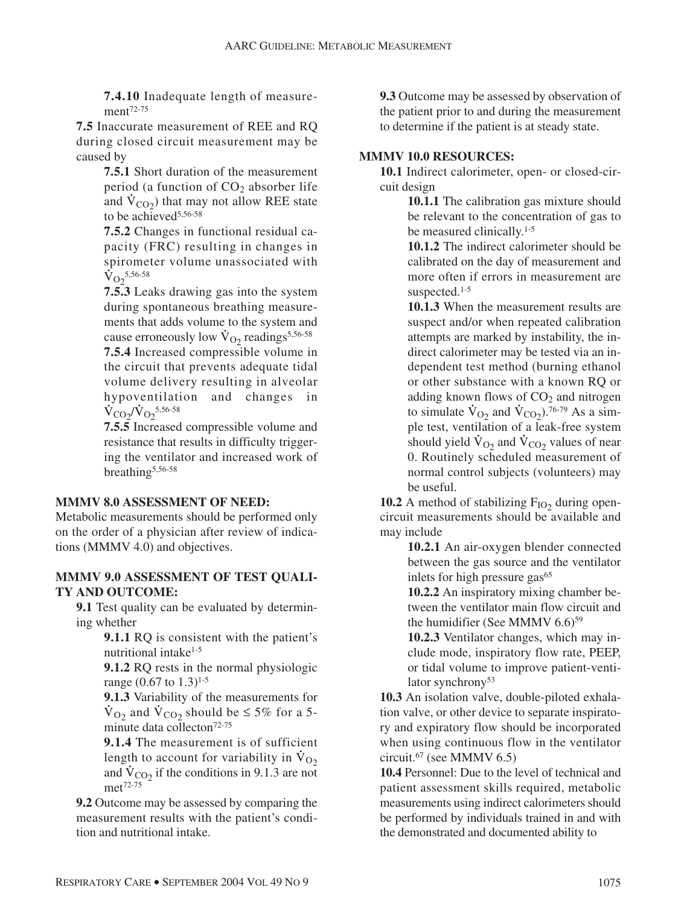**7.4.10** Inadequate length of measurement[72-75]

**7.5** Inaccurate measurement of REE and RQ during closed circuit measurement may be caused by

**7.5.1** Short duration of the measurement period (a function of $CO_2$ absorber life and $\dot{V}_{CO_2}$) that may not allow REE state to be achieved[5,56-58]

**7.5.2** Changes in functional residual capacity (FRC) resulting in changes in spirometer volume unassociated with $\dot{V}_{O_2}$[5,56-58]

**7.5.3** Leaks drawing gas into the system during spontaneous breathing measurements that adds volume to the system and cause erroneously low $\dot{V}_{O_2}$ readings[5,56-58]

**7.5.4** Increased compressible volume in the circuit that prevents adequate tidal volume delivery resulting in alveolar hypoventilation and changes in $\dot{V}_{CO_2}/\dot{V}_{O_2}$[5,56-58]

**7.5.5** Increased compressible volume and resistance that results in difficulty triggering the ventilator and increased work of breathing[5,56-58]

**MMMV 8.0 ASSESSMENT OF NEED:**

Metabolic measurements should be performed only on the order of a physician after review of indications (MMMV 4.0) and objectives.

**MMMV 9.0 ASSESSMENT OF TEST QUALITY AND OUTCOME:**

**9.1** Test quality can be evaluated by determining whether

**9.1.1** RQ is consistent with the patient's nutritional intake[1-5]

**9.1.2** RQ rests in the normal physiologic range (0.67 to 1.3)[1-5]

**9.1.3** Variability of the measurements for $\dot{V}_{O_2}$ and $\dot{V}_{CO_2}$ should be ≤ 5% for a 5-minute data collecton[72-75]

**9.1.4** The measurement is of sufficient length to account for variability in $\dot{V}_{O_2}$ and $\dot{V}_{CO_2}$ if the conditions in 9.1.3 are not met[72-75]

**9.2** Outcome may be assessed by comparing the measurement results with the patient's condition and nutritional intake.

**9.3** Outcome may be assessed by observation of the patient prior to and during the measurement to determine if the patient is at steady state.

**MMMV 10.0 RESOURCES:**

**10.1** Indirect calorimeter, open- or closed-circuit design

**10.1.1** The calibration gas mixture should be relevant to the concentration of gas to be measured clinically.[1-5]

**10.1.2** The indirect calorimeter should be calibrated on the day of measurement and more often if errors in measurement are suspected.[1-5]

**10.1.3** When the measurement results are suspect and/or when repeated calibration attempts are marked by instability, the indirect calorimeter may be tested via an independent test method (burning ethanol or other substance with a known RQ or adding known flows of $CO_2$ and nitrogen to simulate $\dot{V}_{O_2}$ and $\dot{V}_{CO_2}$).[76-79] As a simple test, ventilation of a leak-free system should yield $\dot{V}_{O_2}$ and $\dot{V}_{CO_2}$ values of near 0. Routinely scheduled measurement of normal control subjects (volunteers) may be useful.

**10.2** A method of stabilizing $F_{IO_2}$ during open-circuit measurements should be available and may include

**10.2.1** An air-oxygen blender connected between the gas source and the ventilator inlets for high pressure gas[65]

**10.2.2** An inspiratory mixing chamber between the ventilator main flow circuit and the humidifier (See MMMV 6.6)[59]

**10.2.3** Ventilator changes, which may include mode, inspiratory flow rate, PEEP, or tidal volume to improve patient-ventilator synchrony[53]

**10.3** An isolation valve, double-piloted exhalation valve, or other device to separate inspiratory and expiratory flow should be incorporated when using continuous flow in the ventilator circuit.[67] (see MMMV 6.5)

**10.4** Personnel: Due to the level of technical and patient assessment skills required, metabolic measurements using indirect calorimeters should be performed by individuals trained in and with the demonstrated and documented ability to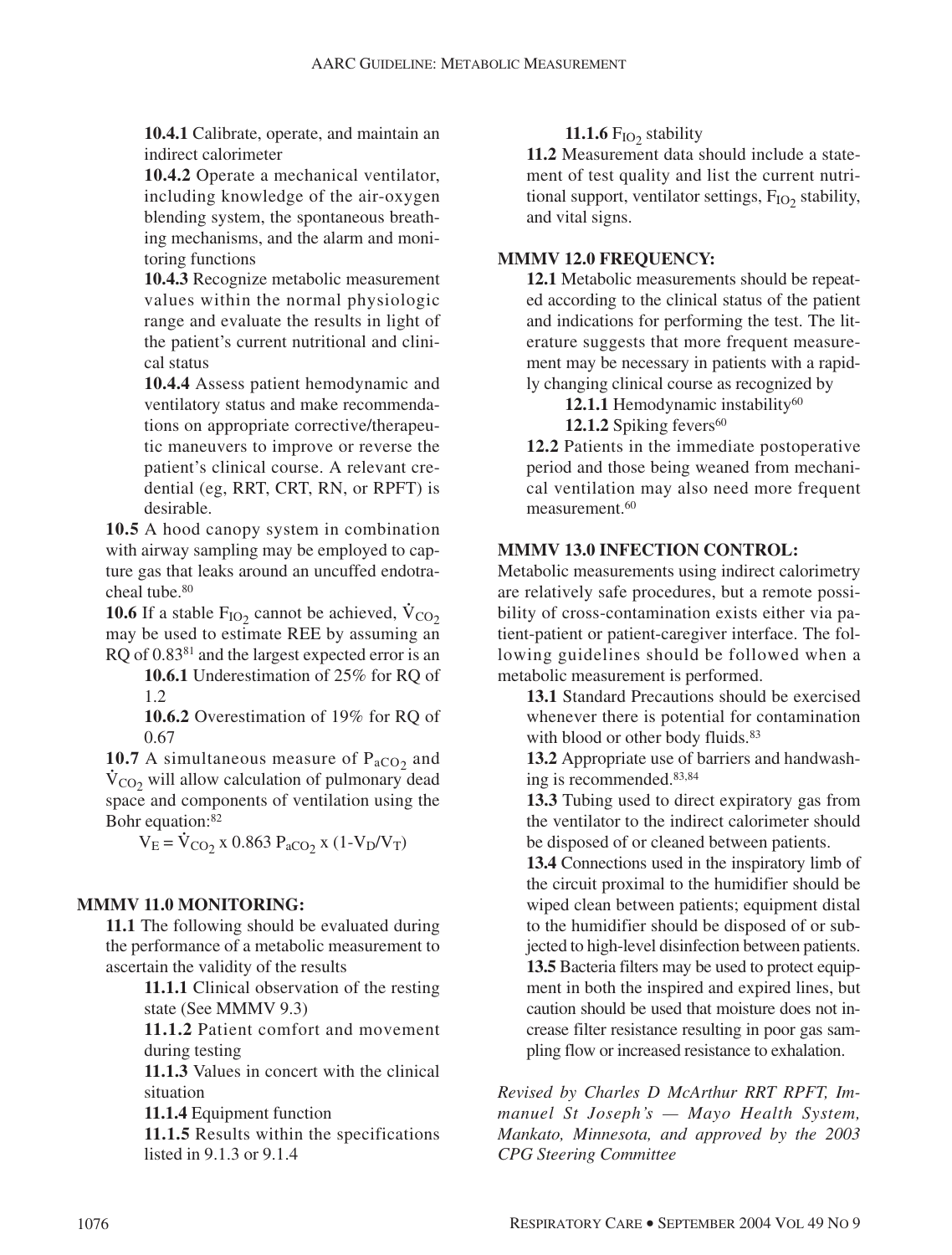**10.4.1** Calibrate, operate, and maintain an indirect calorimeter

**10.4.2** Operate a mechanical ventilator, including knowledge of the air-oxygen blending system, the spontaneous breathing mechanisms, and the alarm and monitoring functions

**10.4.3** Recognize metabolic measurement values within the normal physiologic range and evaluate the results in light of the patient's current nutritional and clinical status

**10.4.4** Assess patient hemodynamic and ventilatory status and make recommendations on appropriate corrective/therapeutic maneuvers to improve or reverse the patient's clinical course. A relevant credential (eg, RRT, CRT, RN, or RPFT) is desirable.

**10.5** A hood canopy system in combination with airway sampling may be employed to capture gas that leaks around an uncuffed endotracheal tube.[80]

**10.6** If a stable $F_{IO_2}$ cannot be achieved, $\dot{V}_{CO_2}$ may be used to estimate REE by assuming an RQ of 0.83[81] and the largest expected error is an

**10.6.1** Underestimation of 25% for RQ of 1.2

**10.6.2** Overestimation of 19% for RQ of 0.67

**10.7** A simultaneous measure of $P_{aCO_2}$ and $\dot{V}_{CO_2}$ will allow calculation of pulmonary dead space and components of ventilation using the Bohr equation:[82]

$$V_E = \dot{V}_{CO_2} \text{ x } 0.863 \; P_{aCO_2} \text{ x } (1\text{-}V_D/V_T)$$

**MMMV 11.0 MONITORING:**

**11.1** The following should be evaluated during the performance of a metabolic measurement to ascertain the validity of the results

**11.1.1** Clinical observation of the resting state (See MMMV 9.3)

**11.1.2** Patient comfort and movement during testing

**11.1.3** Values in concert with the clinical situation

**11.1.4** Equipment function

**11.1.5** Results within the specifications listed in 9.1.3 or 9.1.4

**11.1.6** $F_{IO_2}$ stability

**11.2** Measurement data should include a statement of test quality and list the current nutritional support, ventilator settings, $F_{IO_2}$ stability, and vital signs.

**MMMV 12.0 FREQUENCY:**

**12.1** Metabolic measurements should be repeated according to the clinical status of the patient and indications for performing the test. The literature suggests that more frequent measurement may be necessary in patients with a rapidly changing clinical course as recognized by

**12.1.1** Hemodynamic instability[60]

**12.1.2** Spiking fevers[60]

**12.2** Patients in the immediate postoperative period and those being weaned from mechanical ventilation may also need more frequent measurement.[60]

**MMMV 13.0 INFECTION CONTROL:**

Metabolic measurements using indirect calorimetry are relatively safe procedures, but a remote possibility of cross-contamination exists either via patient-patient or patient-caregiver interface. The following guidelines should be followed when a metabolic measurement is performed.

**13.1** Standard Precautions should be exercised whenever there is potential for contamination with blood or other body fluids.[83]

**13.2** Appropriate use of barriers and handwashing is recommended.[83,84]

**13.3** Tubing used to direct expiratory gas from the ventilator to the indirect calorimeter should be disposed of or cleaned between patients.

**13.4** Connections used in the inspiratory limb of the circuit proximal to the humidifier should be wiped clean between patients; equipment distal to the humidifier should be disposed of or subjected to high-level disinfection between patients.

**13.5** Bacteria filters may be used to protect equipment in both the inspired and expired lines, but caution should be used that moisture does not increase filter resistance resulting in poor gas sampling flow or increased resistance to exhalation.

*Revised by Charles D McArthur RRT RPFT, Immanuel St Joseph's — Mayo Health System, Mankato, Minnesota, and approved by the 2003 CPG Steering Committee*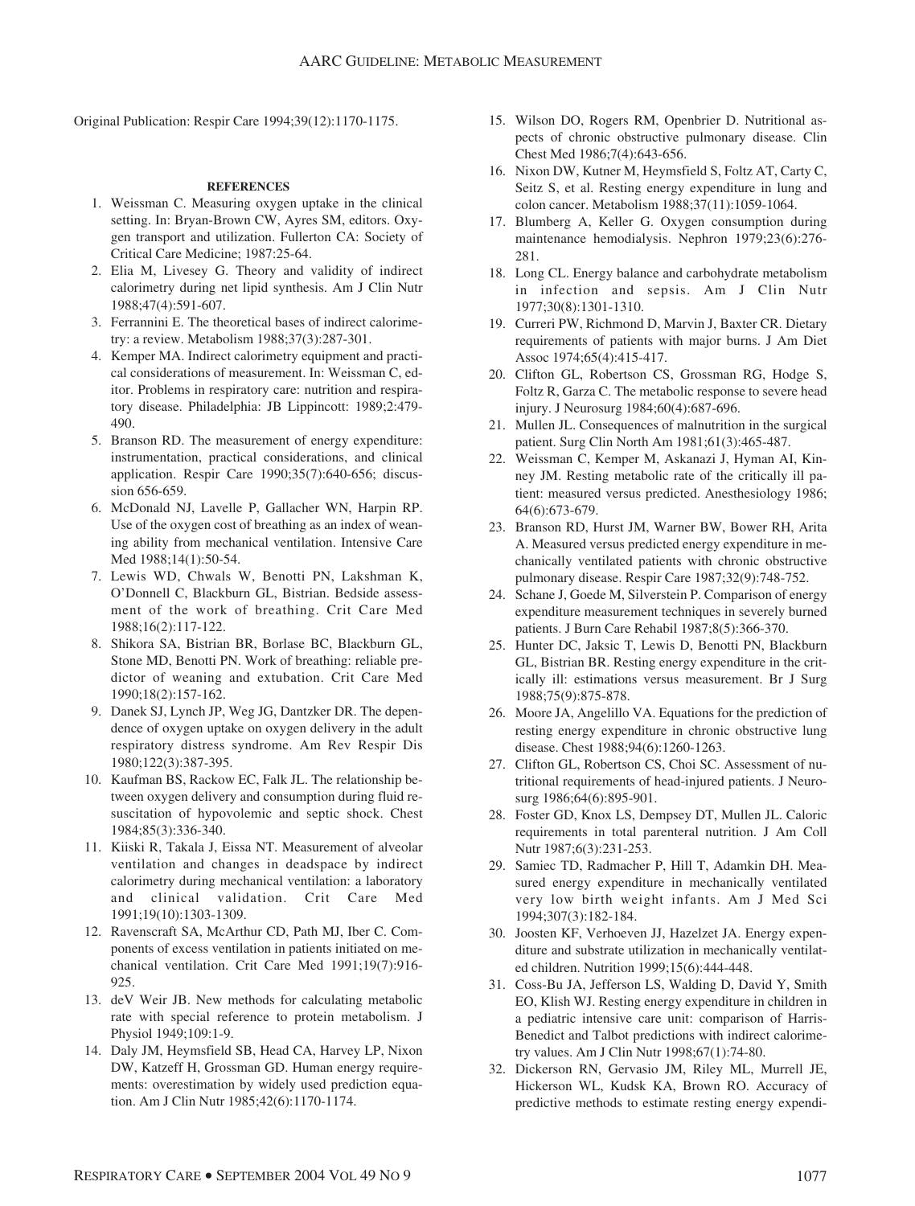Original Publication: Respir Care 1994;39(12):1170-1175.

## REFERENCES

1. Weissman C. Measuring oxygen uptake in the clinical setting. In: Bryan-Brown CW, Ayres SM, editors. Oxygen transport and utilization. Fullerton CA: Society of Critical Care Medicine; 1987:25-64.
2. Elia M, Livesey G. Theory and validity of indirect calorimetry during net lipid synthesis. Am J Clin Nutr 1988;47(4):591-607.
3. Ferrannini E. The theoretical bases of indirect calorimetry: a review. Metabolism 1988;37(3):287-301.
4. Kemper MA. Indirect calorimetry equipment and practical considerations of measurement. In: Weissman C, editor. Problems in respiratory care: nutrition and respiratory disease. Philadelphia: JB Lippincott: 1989;2:479-490.
5. Branson RD. The measurement of energy expenditure: instrumentation, practical considerations, and clinical application. Respir Care 1990;35(7):640-656; discussion 656-659.
6. McDonald NJ, Lavelle P, Gallacher WN, Harpin RP. Use of the oxygen cost of breathing as an index of weaning ability from mechanical ventilation. Intensive Care Med 1988;14(1):50-54.
7. Lewis WD, Chwals W, Benotti PN, Lakshman K, O'Donnell C, Blackburn GL, Bistrian. Bedside assessment of the work of breathing. Crit Care Med 1988;16(2):117-122.
8. Shikora SA, Bistrian BR, Borlase BC, Blackburn GL, Stone MD, Benotti PN. Work of breathing: reliable predictor of weaning and extubation. Crit Care Med 1990;18(2):157-162.
9. Danek SJ, Lynch JP, Weg JG, Dantzker DR. The dependence of oxygen uptake on oxygen delivery in the adult respiratory distress syndrome. Am Rev Respir Dis 1980;122(3):387-395.
10. Kaufman BS, Rackow EC, Falk JL. The relationship between oxygen delivery and consumption during fluid resuscitation of hypovolemic and septic shock. Chest 1984;85(3):336-340.
11. Kiiski R, Takala J, Eissa NT. Measurement of alveolar ventilation and changes in deadspace by indirect calorimetry during mechanical ventilation: a laboratory and clinical validation. Crit Care Med 1991;19(10):1303-1309.
12. Ravenscraft SA, McArthur CD, Path MJ, Iber C. Components of excess ventilation in patients initiated on mechanical ventilation. Crit Care Med 1991;19(7):916-925.
13. deV Weir JB. New methods for calculating metabolic rate with special reference to protein metabolism. J Physiol 1949;109:1-9.
14. Daly JM, Heymsfield SB, Head CA, Harvey LP, Nixon DW, Katzeff H, Grossman GD. Human energy requirements: overestimation by widely used prediction equation. Am J Clin Nutr 1985;42(6):1170-1174.
15. Wilson DO, Rogers RM, Openbrier D. Nutritional aspects of chronic obstructive pulmonary disease. Clin Chest Med 1986;7(4):643-656.
16. Nixon DW, Kutner M, Heymsfield S, Foltz AT, Carty C, Seitz S, et al. Resting energy expenditure in lung and colon cancer. Metabolism 1988;37(11):1059-1064.
17. Blumberg A, Keller G. Oxygen consumption during maintenance hemodialysis. Nephron 1979;23(6):276-281.
18. Long CL. Energy balance and carbohydrate metabolism in infection and sepsis. Am J Clin Nutr 1977;30(8):1301-1310.
19. Curreri PW, Richmond D, Marvin J, Baxter CR. Dietary requirements of patients with major burns. J Am Diet Assoc 1974;65(4):415-417.
20. Clifton GL, Robertson CS, Grossman RG, Hodge S, Foltz R, Garza C. The metabolic response to severe head injury. J Neurosurg 1984;60(4):687-696.
21. Mullen JL. Consequences of malnutrition in the surgical patient. Surg Clin North Am 1981;61(3):465-487.
22. Weissman C, Kemper M, Askanazi J, Hyman AI, Kinney JM. Resting metabolic rate of the critically ill patient: measured versus predicted. Anesthesiology 1986; 64(6):673-679.
23. Branson RD, Hurst JM, Warner BW, Bower RH, Arita A. Measured versus predicted energy expenditure in mechanically ventilated patients with chronic obstructive pulmonary disease. Respir Care 1987;32(9):748-752.
24. Schane J, Goede M, Silverstein P. Comparison of energy expenditure measurement techniques in severely burned patients. J Burn Care Rehabil 1987;8(5):366-370.
25. Hunter DC, Jaksic T, Lewis D, Benotti PN, Blackburn GL, Bistrian BR. Resting energy expenditure in the critically ill: estimations versus measurement. Br J Surg 1988;75(9):875-878.
26. Moore JA, Angelillo VA. Equations for the prediction of resting energy expenditure in chronic obstructive lung disease. Chest 1988;94(6):1260-1263.
27. Clifton GL, Robertson CS, Choi SC. Assessment of nutritional requirements of head-injured patients. J Neurosurg 1986;64(6):895-901.
28. Foster GD, Knox LS, Dempsey DT, Mullen JL. Caloric requirements in total parenteral nutrition. J Am Coll Nutr 1987;6(3):231-253.
29. Samiec TD, Radmacher P, Hill T, Adamkin DH. Measured energy expenditure in mechanically ventilated very low birth weight infants. Am J Med Sci 1994;307(3):182-184.
30. Joosten KF, Verhoeven JJ, Hazelzet JA. Energy expenditure and substrate utilization in mechanically ventilated children. Nutrition 1999;15(6):444-448.
31. Coss-Bu JA, Jefferson LS, Walding D, David Y, Smith EO, Klish WJ. Resting energy expenditure in children in a pediatric intensive care unit: comparison of Harris-Benedict and Talbot predictions with indirect calorimetry values. Am J Clin Nutr 1998;67(1):74-80.
32. Dickerson RN, Gervasio JM, Riley ML, Murrell JE, Hickerson WL, Kudsk KA, Brown RO. Accuracy of predictive methods to estimate resting energy expendi-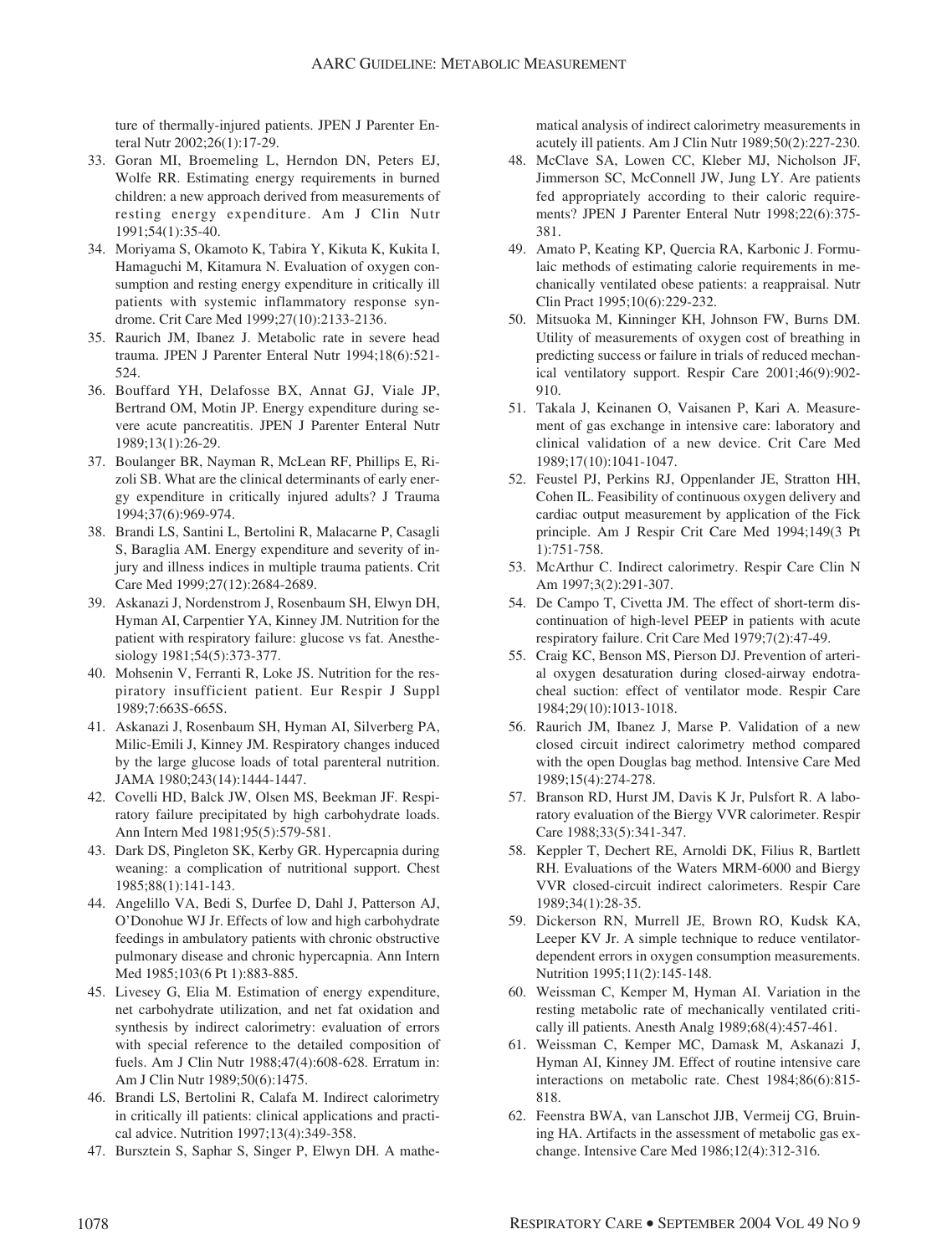ture of thermally-injured patients. JPEN J Parenter Enteral Nutr 2002;26(1):17-29.

33. Goran MI, Broemeling L, Herndon DN, Peters EJ, Wolfe RR. Estimating energy requirements in burned children: a new approach derived from measurements of resting energy expenditure. Am J Clin Nutr 1991;54(1):35-40.
34. Moriyama S, Okamoto K, Tabira Y, Kikuta K, Kukita I, Hamaguchi M, Kitamura N. Evaluation of oxygen consumption and resting energy expenditure in critically ill patients with systemic inflammatory response syndrome. Crit Care Med 1999;27(10):2133-2136.
35. Raurich JM, Ibanez J. Metabolic rate in severe head trauma. JPEN J Parenter Enteral Nutr 1994;18(6):521-524.
36. Bouffard YH, Delafosse BX, Annat GJ, Viale JP, Bertrand OM, Motin JP. Energy expenditure during severe acute pancreatitis. JPEN J Parenter Enteral Nutr 1989;13(1):26-29.
37. Boulanger BR, Nayman R, McLean RF, Phillips E, Rizoli SB. What are the clinical determinants of early energy expenditure in critically injured adults? J Trauma 1994;37(6):969-974.
38. Brandi LS, Santini L, Bertolini R, Malacarne P, Casagli S, Baraglia AM. Energy expenditure and severity of injury and illness indices in multiple trauma patients. Crit Care Med 1999;27(12):2684-2689.
39. Askanazi J, Nordenstrom J, Rosenbaum SH, Elwyn DH, Hyman AI, Carpentier YA, Kinney JM. Nutrition for the patient with respiratory failure: glucose vs fat. Anesthesiology 1981;54(5):373-377.
40. Mohsenin V, Ferranti R, Loke JS. Nutrition for the respiratory insufficient patient. Eur Respir J Suppl 1989;7:663S-665S.
41. Askanazi J, Rosenbaum SH, Hyman AI, Silverberg PA, Milic-Emili J, Kinney JM. Respiratory changes induced by the large glucose loads of total parenteral nutrition. JAMA 1980;243(14):1444-1447.
42. Covelli HD, Balck JW, Olsen MS, Beekman JF. Respiratory failure precipitated by high carbohydrate loads. Ann Intern Med 1981;95(5):579-581.
43. Dark DS, Pingleton SK, Kerby GR. Hypercapnia during weaning: a complication of nutritional support. Chest 1985;88(1):141-143.
44. Angelillo VA, Bedi S, Durfee D, Dahl J, Patterson AJ, O'Donohue WJ Jr. Effects of low and high carbohydrate feedings in ambulatory patients with chronic obstructive pulmonary disease and chronic hypercapnia. Ann Intern Med 1985;103(6 Pt 1):883-885.
45. Livesey G, Elia M. Estimation of energy expenditure, net carbohydrate utilization, and net fat oxidation and synthesis by indirect calorimetry: evaluation of errors with special reference to the detailed composition of fuels. Am J Clin Nutr 1988;47(4):608-628. Erratum in: Am J Clin Nutr 1989;50(6):1475.
46. Brandi LS, Bertolini R, Calafa M. Indirect calorimetry in critically ill patients: clinical applications and practical advice. Nutrition 1997;13(4):349-358.
47. Bursztein S, Saphar S, Singer P, Elwyn DH. A mathematical analysis of indirect calorimetry measurements in acutely ill patients. Am J Clin Nutr 1989;50(2):227-230.
48. McClave SA, Lowen CC, Kleber MJ, Nicholson JF, Jimmerson SC, McConnell JW, Jung LY. Are patients fed appropriately according to their caloric requirements? JPEN J Parenter Enteral Nutr 1998;22(6):375-381.
49. Amato P, Keating KP, Quercia RA, Karbonic J. Formulaic methods of estimating calorie requirements in mechanically ventilated obese patients: a reappraisal. Nutr Clin Pract 1995;10(6):229-232.
50. Mitsuoka M, Kinninger KH, Johnson FW, Burns DM. Utility of measurements of oxygen cost of breathing in predicting success or failure in trials of reduced mechanical ventilatory support. Respir Care 2001;46(9):902-910.
51. Takala J, Keinanen O, Vaisanen P, Kari A. Measurement of gas exchange in intensive care: laboratory and clinical validation of a new device. Crit Care Med 1989;17(10):1041-1047.
52. Feustel PJ, Perkins RJ, Oppenlander JE, Stratton HH, Cohen IL. Feasibility of continuous oxygen delivery and cardiac output measurement by application of the Fick principle. Am J Respir Crit Care Med 1994;149(3 Pt 1):751-758.
53. McArthur C. Indirect calorimetry. Respir Care Clin N Am 1997;3(2):291-307.
54. De Campo T, Civetta JM. The effect of short-term discontinuation of high-level PEEP in patients with acute respiratory failure. Crit Care Med 1979;7(2):47-49.
55. Craig KC, Benson MS, Pierson DJ. Prevention of arterial oxygen desaturation during closed-airway endotracheal suction: effect of ventilator mode. Respir Care 1984;29(10):1013-1018.
56. Raurich JM, Ibanez J, Marse P. Validation of a new closed circuit indirect calorimetry method compared with the open Douglas bag method. Intensive Care Med 1989;15(4):274-278.
57. Branson RD, Hurst JM, Davis K Jr, Pulsfort R. A laboratory evaluation of the Biergy VVR calorimeter. Respir Care 1988;33(5):341-347.
58. Keppler T, Dechert RE, Arnoldi DK, Filius R, Bartlett RH. Evaluations of the Waters MRM-6000 and Biergy VVR closed-circuit indirect calorimeters. Respir Care 1989;34(1):28-35.
59. Dickerson RN, Murrell JE, Brown RO, Kudsk KA, Leeper KV Jr. A simple technique to reduce ventilator-dependent errors in oxygen consumption measurements. Nutrition 1995;11(2):145-148.
60. Weissman C, Kemper M, Hyman AI. Variation in the resting metabolic rate of mechanically ventilated critically ill patients. Anesth Analg 1989;68(4):457-461.
61. Weissman C, Kemper MC, Damask M, Askanazi J, Hyman AI, Kinney JM. Effect of routine intensive care interactions on metabolic rate. Chest 1984;86(6):815-818.
62. Feenstra BWA, van Lanschot JJB, Vermeij CG, Bruining HA. Artifacts in the assessment of metabolic gas exchange. Intensive Care Med 1986;12(4):312-316.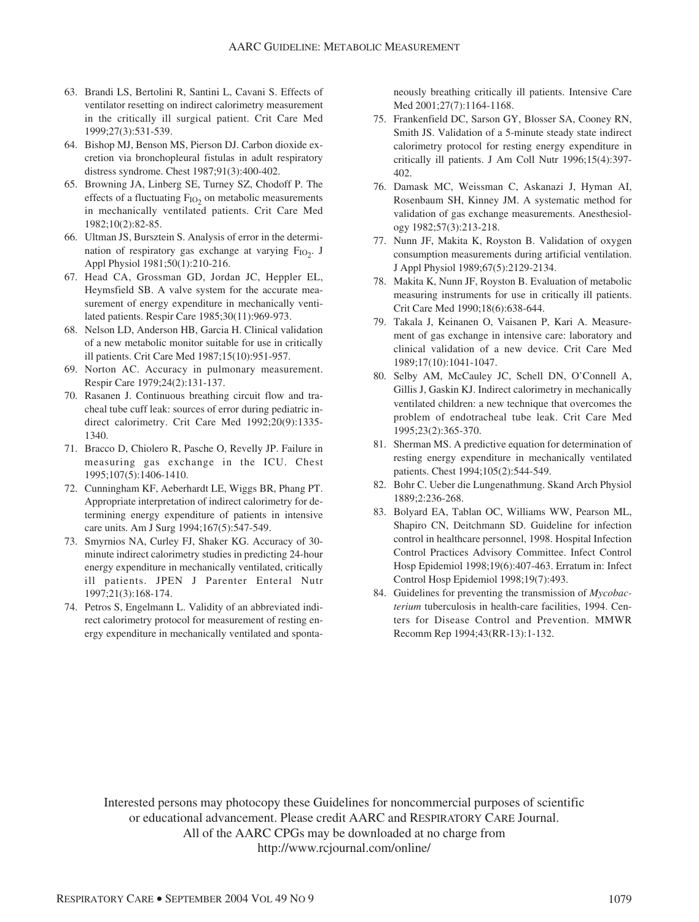63. Brandi LS, Bertolini R, Santini L, Cavani S. Effects of ventilator resetting on indirect calorimetry measurement in the critically ill surgical patient. Crit Care Med 1999;27(3):531-539.
64. Bishop MJ, Benson MS, Pierson DJ. Carbon dioxide excretion via bronchopleural fistulas in adult respiratory distress syndrome. Chest 1987;91(3):400-402.
65. Browning JA, Linberg SE, Turney SZ, Chodoff P. The effects of a fluctuating $F_{IO_2}$ on metabolic measurements in mechanically ventilated patients. Crit Care Med 1982;10(2):82-85.
66. Ultman JS, Bursztein S. Analysis of error in the determination of respiratory gas exchange at varying $F_{IO_2}$. J Appl Physiol 1981;50(1):210-216.
67. Head CA, Grossman GD, Jordan JC, Heppler EL, Heymsfield SB. A valve system for the accurate measurement of energy expenditure in mechanically ventilated patients. Respir Care 1985;30(11):969-973.
68. Nelson LD, Anderson HB, Garcia H. Clinical validation of a new metabolic monitor suitable for use in critically ill patients. Crit Care Med 1987;15(10):951-957.
69. Norton AC. Accuracy in pulmonary measurement. Respir Care 1979;24(2):131-137.
70. Rasanen J. Continuous breathing circuit flow and tracheal tube cuff leak: sources of error during pediatric indirect calorimetry. Crit Care Med 1992;20(9):1335-1340.
71. Bracco D, Chiolero R, Pasche O, Revelly JP. Failure in measuring gas exchange in the ICU. Chest 1995;107(5):1406-1410.
72. Cunningham KF, Aeberhardt LE, Wiggs BR, Phang PT. Appropriate interpretation of indirect calorimetry for determining energy expenditure of patients in intensive care units. Am J Surg 1994;167(5):547-549.
73. Smyrnios NA, Curley FJ, Shaker KG. Accuracy of 30-minute indirect calorimetry studies in predicting 24-hour energy expenditure in mechanically ventilated, critically ill patients. JPEN J Parenter Enteral Nutr 1997;21(3):168-174.
74. Petros S, Engelmann L. Validity of an abbreviated indirect calorimetry protocol for measurement of resting energy expenditure in mechanically ventilated and spontaneously breathing critically ill patients. Intensive Care Med 2001;27(7):1164-1168.
75. Frankenfield DC, Sarson GY, Blosser SA, Cooney RN, Smith JS. Validation of a 5-minute steady state indirect calorimetry protocol for resting energy expenditure in critically ill patients. J Am Coll Nutr 1996;15(4):397-402.
76. Damask MC, Weissman C, Askanazi J, Hyman AI, Rosenbaum SH, Kinney JM. A systematic method for validation of gas exchange measurements. Anesthesiology 1982;57(3):213-218.
77. Nunn JF, Makita K, Royston B. Validation of oxygen consumption measurements during artificial ventilation. J Appl Physiol 1989;67(5):2129-2134.
78. Makita K, Nunn JF, Royston B. Evaluation of metabolic measuring instruments for use in critically ill patients. Crit Care Med 1990;18(6):638-644.
79. Takala J, Keinanen O, Vaisanen P, Kari A. Measurement of gas exchange in intensive care: laboratory and clinical validation of a new device. Crit Care Med 1989;17(10):1041-1047.
80. Selby AM, McCauley JC, Schell DN, O'Connell A, Gillis J, Gaskin KJ. Indirect calorimetry in mechanically ventilated children: a new technique that overcomes the problem of endotracheal tube leak. Crit Care Med 1995;23(2):365-370.
81. Sherman MS. A predictive equation for determination of resting energy expenditure in mechanically ventilated patients. Chest 1994;105(2):544-549.
82. Bohr C. Ueber die Lungenathmung. Skand Arch Physiol 1889;2:236-268.
83. Bolyard EA, Tablan OC, Williams WW, Pearson ML, Shapiro CN, Deitchmann SD. Guideline for infection control in healthcare personnel, 1998. Hospital Infection Control Practices Advisory Committee. Infect Control Hosp Epidemiol 1998;19(6):407-463. Erratum in: Infect Control Hosp Epidemiol 1998;19(7):493.
84. Guidelines for preventing the transmission of *Mycobacterium* tuberculosis in health-care facilities, 1994. Centers for Disease Control and Prevention. MMWR Recomm Rep 1994;43(RR-13):1-132.

Interested persons may photocopy these Guidelines for noncommercial purposes of scientific or educational advancement. Please credit AARC and RESPIRATORY CARE Journal. All of the AARC CPGs may be downloaded at no charge from http://www.rcjournal.com/online/